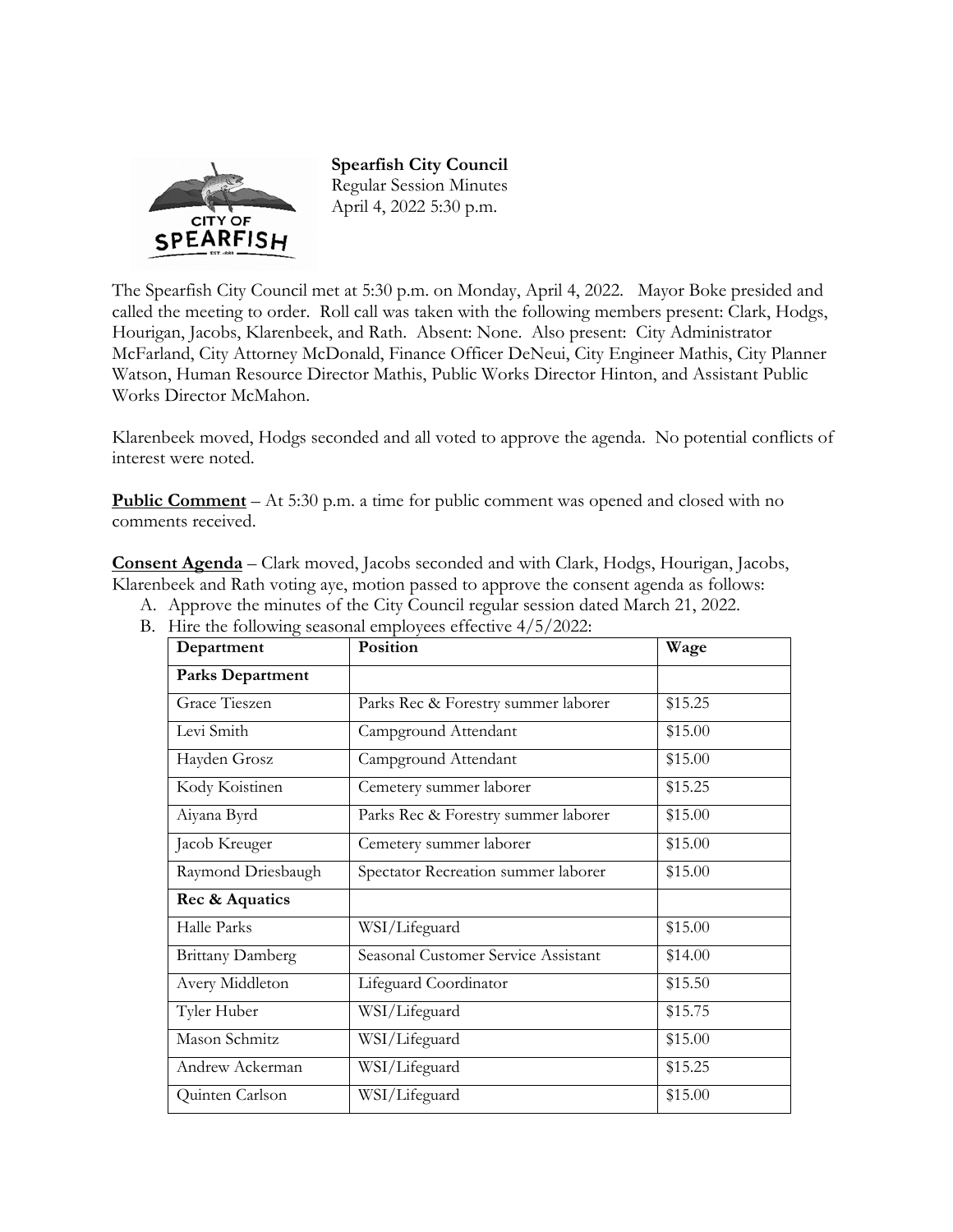**Spearfish City Council**
Regular Session Minutes
April 4, 2022 5:30 p.m.

The Spearfish City Council met at 5:30 p.m. on Monday, April 4, 2022. Mayor Boke presided and called the meeting to order. Roll call was taken with the following members present: Clark, Hodgs, Hourigan, Jacobs, Klarenbeek, and Rath. Absent: None. Also present: City Administrator McFarland, City Attorney McDonald, Finance Officer DeNeui, City Engineer Mathis, City Planner Watson, Human Resource Director Mathis, Public Works Director Hinton, and Assistant Public Works Director McMahon.

Klarenbeek moved, Hodgs seconded and all voted to approve the agenda. No potential conflicts of interest were noted.

**Public Comment** – At 5:30 p.m. a time for public comment was opened and closed with no comments received.

**Consent Agenda** – Clark moved, Jacobs seconded and with Clark, Hodgs, Hourigan, Jacobs, Klarenbeek and Rath voting aye, motion passed to approve the consent agenda as follows:

A. Approve the minutes of the City Council regular session dated March 21, 2022.
B. Hire the following seasonal employees effective 4/5/2022:

| Department | Position | Wage |
|---|---|---|
| **Parks Department** | | |
| Grace Tieszen | Parks Rec & Forestry summer laborer | $15.25 |
| Levi Smith | Campground Attendant | $15.00 |
| Hayden Grosz | Campground Attendant | $15.00 |
| Kody Koistinen | Cemetery summer laborer | $15.25 |
| Aiyana Byrd | Parks Rec & Forestry summer laborer | $15.00 |
| Jacob Kreuger | Cemetery summer laborer | $15.00 |
| Raymond Driesbaugh | Spectator Recreation summer laborer | $15.00 |
| **Rec & Aquatics** | | |
| Halle Parks | WSI/Lifeguard | $15.00 |
| Brittany Damberg | Seasonal Customer Service Assistant | $14.00 |
| Avery Middleton | Lifeguard Coordinator | $15.50 |
| Tyler Huber | WSI/Lifeguard | $15.75 |
| Mason Schmitz | WSI/Lifeguard | $15.00 |
| Andrew Ackerman | WSI/Lifeguard | $15.25 |
| Quinten Carlson | WSI/Lifeguard | $15.00 |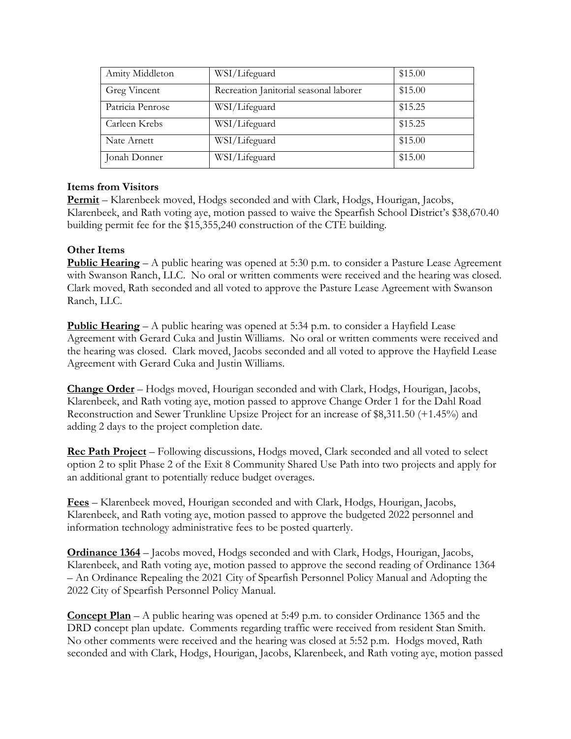| Amity Middleton | WSI/Lifeguard | $15.00 |
|---|---|---|
| Greg Vincent | Recreation Janitorial seasonal laborer | $15.00 |
| Patricia Penrose | WSI/Lifeguard | $15.25 |
| Carleen Krebs | WSI/Lifeguard | $15.25 |
| Nate Arnett | WSI/Lifeguard | $15.00 |
| Jonah Donner | WSI/Lifeguard | $15.00 |

**Items from Visitors**

**Permit** – Klarenbeek moved, Hodgs seconded and with Clark, Hodgs, Hourigan, Jacobs, Klarenbeek, and Rath voting aye, motion passed to waive the Spearfish School District's $38,670.40 building permit fee for the $15,355,240 construction of the CTE building.

**Other Items**

**Public Hearing** – A public hearing was opened at 5:30 p.m. to consider a Pasture Lease Agreement with Swanson Ranch, LLC. No oral or written comments were received and the hearing was closed. Clark moved, Rath seconded and all voted to approve the Pasture Lease Agreement with Swanson Ranch, LLC.

**Public Hearing** – A public hearing was opened at 5:34 p.m. to consider a Hayfield Lease Agreement with Gerard Cuka and Justin Williams. No oral or written comments were received and the hearing was closed. Clark moved, Jacobs seconded and all voted to approve the Hayfield Lease Agreement with Gerard Cuka and Justin Williams.

**Change Order** – Hodgs moved, Hourigan seconded and with Clark, Hodgs, Hourigan, Jacobs, Klarenbeek, and Rath voting aye, motion passed to approve Change Order 1 for the Dahl Road Reconstruction and Sewer Trunkline Upsize Project for an increase of $8,311.50 (+1.45%) and adding 2 days to the project completion date.

**Rec Path Project** – Following discussions, Hodgs moved, Clark seconded and all voted to select option 2 to split Phase 2 of the Exit 8 Community Shared Use Path into two projects and apply for an additional grant to potentially reduce budget overages.

**Fees** – Klarenbeek moved, Hourigan seconded and with Clark, Hodgs, Hourigan, Jacobs, Klarenbeek, and Rath voting aye, motion passed to approve the budgeted 2022 personnel and information technology administrative fees to be posted quarterly.

**Ordinance 1364** – Jacobs moved, Hodgs seconded and with Clark, Hodgs, Hourigan, Jacobs, Klarenbeek, and Rath voting aye, motion passed to approve the second reading of Ordinance 1364 – An Ordinance Repealing the 2021 City of Spearfish Personnel Policy Manual and Adopting the 2022 City of Spearfish Personnel Policy Manual.

**Concept Plan** – A public hearing was opened at 5:49 p.m. to consider Ordinance 1365 and the DRD concept plan update. Comments regarding traffic were received from resident Stan Smith. No other comments were received and the hearing was closed at 5:52 p.m. Hodgs moved, Rath seconded and with Clark, Hodgs, Hourigan, Jacobs, Klarenbeek, and Rath voting aye, motion passed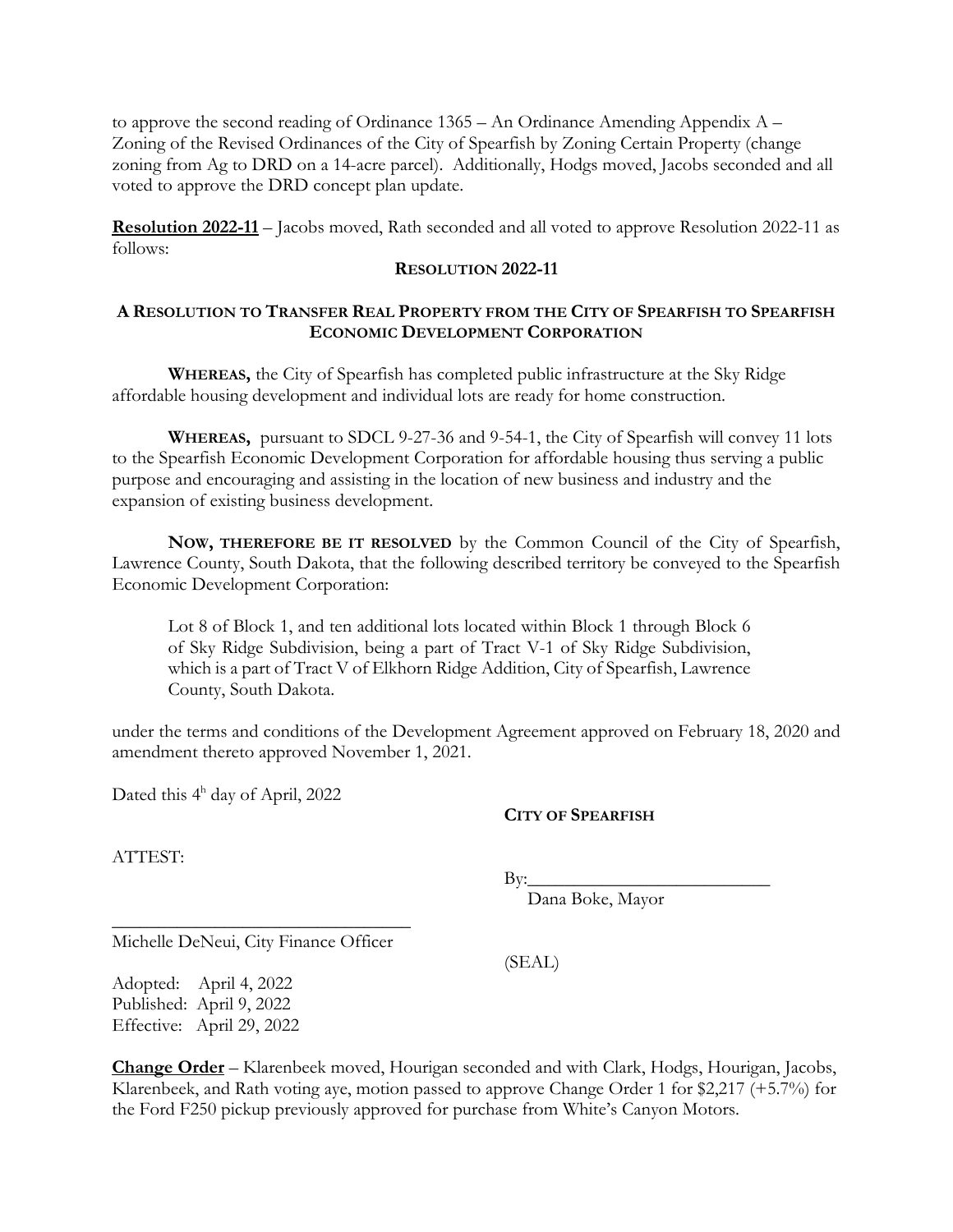to approve the second reading of Ordinance 1365 – An Ordinance Amending Appendix A – Zoning of the Revised Ordinances of the City of Spearfish by Zoning Certain Property (change zoning from Ag to DRD on a 14-acre parcel). Additionally, Hodgs moved, Jacobs seconded and all voted to approve the DRD concept plan update.

**Resolution 2022-11** – Jacobs moved, Rath seconded and all voted to approve Resolution 2022-11 as follows:

**RESOLUTION 2022-11**

**A RESOLUTION TO TRANSFER REAL PROPERTY FROM THE CITY OF SPEARFISH TO SPEARFISH ECONOMIC DEVELOPMENT CORPORATION**

**WHEREAS,** the City of Spearfish has completed public infrastructure at the Sky Ridge affordable housing development and individual lots are ready for home construction.

**WHEREAS,** pursuant to SDCL 9-27-36 and 9-54-1, the City of Spearfish will convey 11 lots to the Spearfish Economic Development Corporation for affordable housing thus serving a public purpose and encouraging and assisting in the location of new business and industry and the expansion of existing business development.

**NOW, THEREFORE BE IT RESOLVED** by the Common Council of the City of Spearfish, Lawrence County, South Dakota, that the following described territory be conveyed to the Spearfish Economic Development Corporation:

> Lot 8 of Block 1, and ten additional lots located within Block 1 through Block 6 of Sky Ridge Subdivision, being a part of Tract V-1 of Sky Ridge Subdivision, which is a part of Tract V of Elkhorn Ridge Addition, City of Spearfish, Lawrence County, South Dakota.

under the terms and conditions of the Development Agreement approved on February 18, 2020 and amendment thereto approved November 1, 2021.

Dated this 4[h] day of April, 2022

**CITY OF SPEARFISH**

ATTEST:

By:___________________________
Dana Boke, Mayor

_________________________________
Michelle DeNeui, City Finance Officer

(SEAL)

Adopted: April 4, 2022
Published: April 9, 2022
Effective: April 29, 2022

**Change Order** – Klarenbeek moved, Hourigan seconded and with Clark, Hodgs, Hourigan, Jacobs, Klarenbeek, and Rath voting aye, motion passed to approve Change Order 1 for $2,217 (+5.7%) for the Ford F250 pickup previously approved for purchase from White's Canyon Motors.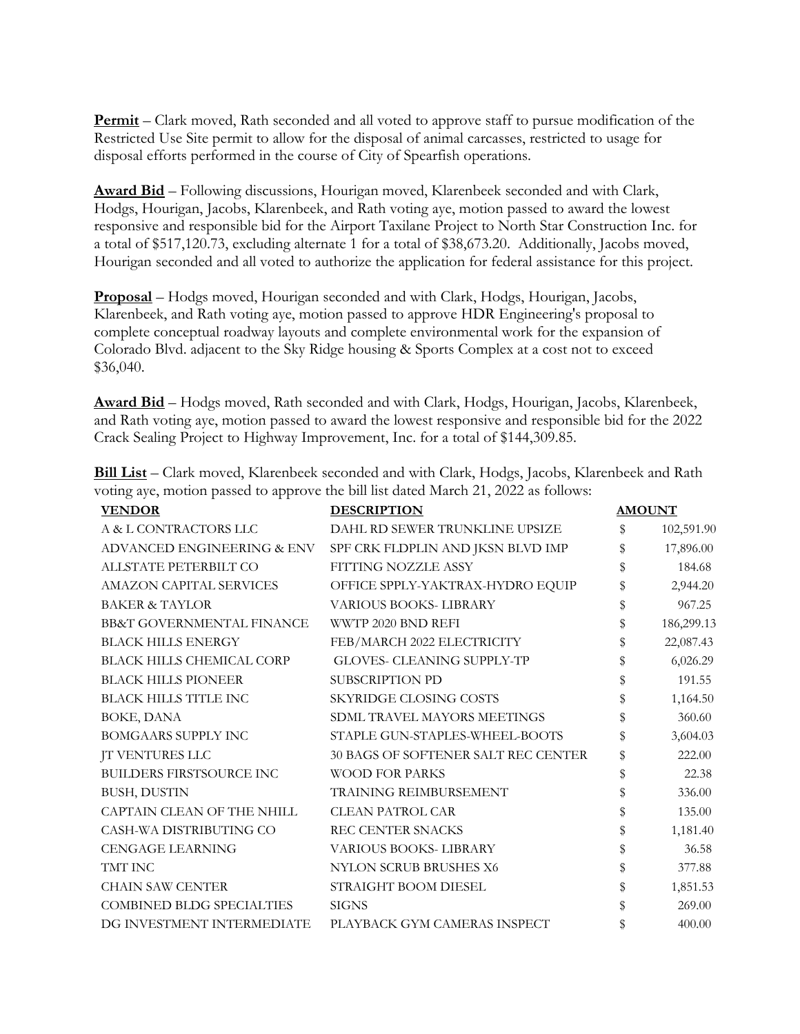**Permit** – Clark moved, Rath seconded and all voted to approve staff to pursue modification of the Restricted Use Site permit to allow for the disposal of animal carcasses, restricted to usage for disposal efforts performed in the course of City of Spearfish operations.

**Award Bid** – Following discussions, Hourigan moved, Klarenbeek seconded and with Clark, Hodgs, Hourigan, Jacobs, Klarenbeek, and Rath voting aye, motion passed to award the lowest responsive and responsible bid for the Airport Taxilane Project to North Star Construction Inc. for a total of $517,120.73, excluding alternate 1 for a total of $38,673.20. Additionally, Jacobs moved, Hourigan seconded and all voted to authorize the application for federal assistance for this project.

**Proposal** – Hodgs moved, Hourigan seconded and with Clark, Hodgs, Hourigan, Jacobs, Klarenbeek, and Rath voting aye, motion passed to approve HDR Engineering's proposal to complete conceptual roadway layouts and complete environmental work for the expansion of Colorado Blvd. adjacent to the Sky Ridge housing & Sports Complex at a cost not to exceed $36,040.

**Award Bid** – Hodgs moved, Rath seconded and with Clark, Hodgs, Hourigan, Jacobs, Klarenbeek, and Rath voting aye, motion passed to award the lowest responsive and responsible bid for the 2022 Crack Sealing Project to Highway Improvement, Inc. for a total of $144,309.85.

**Bill List** – Clark moved, Klarenbeek seconded and with Clark, Hodgs, Jacobs, Klarenbeek and Rath voting aye, motion passed to approve the bill list dated March 21, 2022 as follows:

| VENDOR | DESCRIPTION | AMOUNT | |
|---|---|---|---|
| A & L CONTRACTORS LLC | DAHL RD SEWER TRUNKLINE UPSIZE | $ | 102,591.90 |
| ADVANCED ENGINEERING & ENV | SPF CRK FLDPLIN AND JKSN BLVD IMP | $ | 17,896.00 |
| ALLSTATE PETERBILT CO | FITTING NOZZLE ASSY | $ | 184.68 |
| AMAZON CAPITAL SERVICES | OFFICE SPPLY-YAKTRAX-HYDRO EQUIP | $ | 2,944.20 |
| BAKER & TAYLOR | VARIOUS BOOKS- LIBRARY | $ | 967.25 |
| BB&T GOVERNMENTAL FINANCE | WWTP 2020 BND REFI | $ | 186,299.13 |
| BLACK HILLS ENERGY | FEB/MARCH 2022 ELECTRICITY | $ | 22,087.43 |
| BLACK HILLS CHEMICAL CORP | GLOVES- CLEANING SUPPLY-TP | $ | 6,026.29 |
| BLACK HILLS PIONEER | SUBSCRIPTION PD | $ | 191.55 |
| BLACK HILLS TITLE INC | SKYRIDGE CLOSING COSTS | $ | 1,164.50 |
| BOKE, DANA | SDML TRAVEL MAYORS MEETINGS | $ | 360.60 |
| BOMGAARS SUPPLY INC | STAPLE GUN-STAPLES-WHEEL-BOOTS | $ | 3,604.03 |
| JT VENTURES LLC | 30 BAGS OF SOFTENER SALT REC CENTER | $ | 222.00 |
| BUILDERS FIRSTSOURCE INC | WOOD FOR PARKS | $ | 22.38 |
| BUSH, DUSTIN | TRAINING REIMBURSEMENT | $ | 336.00 |
| CAPTAIN CLEAN OF THE NHILL | CLEAN PATROL CAR | $ | 135.00 |
| CASH-WA DISTRIBUTING CO | REC CENTER SNACKS | $ | 1,181.40 |
| CENGAGE LEARNING | VARIOUS BOOKS- LIBRARY | $ | 36.58 |
| TMT INC | NYLON SCRUB BRUSHES X6 | $ | 377.88 |
| CHAIN SAW CENTER | STRAIGHT BOOM DIESEL | $ | 1,851.53 |
| COMBINED BLDG SPECIALTIES | SIGNS | $ | 269.00 |
| DG INVESTMENT INTERMEDIATE | PLAYBACK GYM CAMERAS INSPECT | $ | 400.00 |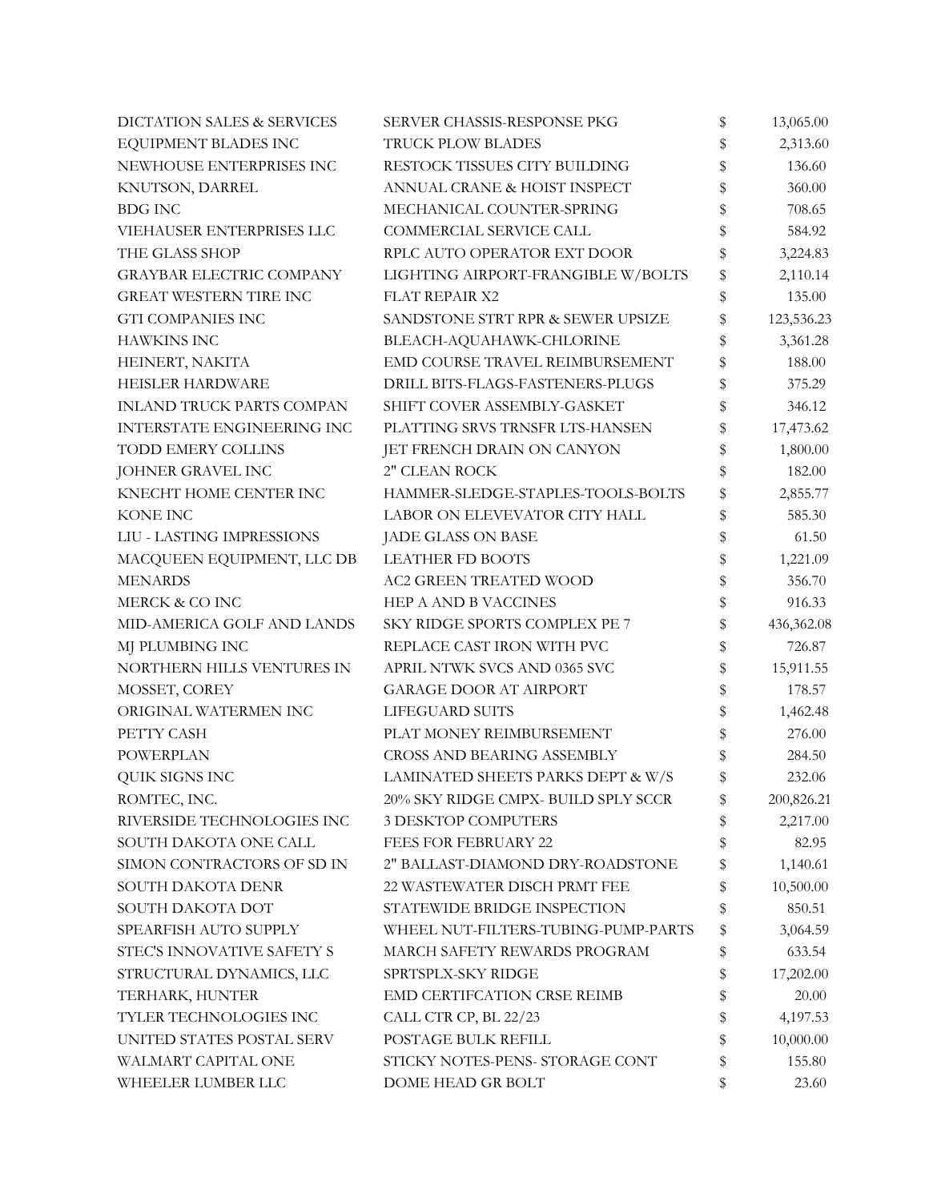| | | | |
|---|---|---|---|
| DICTATION SALES & SERVICES | SERVER CHASSIS-RESPONSE PKG | $ | 13,065.00 |
| EQUIPMENT BLADES INC | TRUCK PLOW BLADES | $ | 2,313.60 |
| NEWHOUSE ENTERPRISES INC | RESTOCK TISSUES CITY BUILDING | $ | 136.60 |
| KNUTSON, DARREL | ANNUAL CRANE & HOIST INSPECT | $ | 360.00 |
| BDG INC | MECHANICAL COUNTER-SPRING | $ | 708.65 |
| VIEHAUSER ENTERPRISES LLC | COMMERCIAL SERVICE CALL | $ | 584.92 |
| THE GLASS SHOP | RPLC AUTO OPERATOR EXT DOOR | $ | 3,224.83 |
| GRAYBAR ELECTRIC COMPANY | LIGHTING AIRPORT-FRANGIBLE W/BOLTS | $ | 2,110.14 |
| GREAT WESTERN TIRE INC | FLAT REPAIR X2 | $ | 135.00 |
| GTI COMPANIES INC | SANDSTONE STRT RPR & SEWER UPSIZE | $ | 123,536.23 |
| HAWKINS INC | BLEACH-AQUAHAWK-CHLORINE | $ | 3,361.28 |
| HEINERT, NAKITA | EMD COURSE TRAVEL REIMBURSEMENT | $ | 188.00 |
| HEISLER HARDWARE | DRILL BITS-FLAGS-FASTENERS-PLUGS | $ | 375.29 |
| INLAND TRUCK PARTS COMPAN | SHIFT COVER ASSEMBLY-GASKET | $ | 346.12 |
| INTERSTATE ENGINEERING INC | PLATTING SRVS TRNSFR LTS-HANSEN | $ | 17,473.62 |
| TODD EMERY COLLINS | JET FRENCH DRAIN ON CANYON | $ | 1,800.00 |
| JOHNER GRAVEL INC | 2" CLEAN ROCK | $ | 182.00 |
| KNECHT HOME CENTER INC | HAMMER-SLEDGE-STAPLES-TOOLS-BOLTS | $ | 2,855.77 |
| KONE INC | LABOR ON ELEVEVATOR CITY HALL | $ | 585.30 |
| LIU - LASTING IMPRESSIONS | JADE GLASS ON BASE | $ | 61.50 |
| MACQUEEN EQUIPMENT, LLC DB | LEATHER FD BOOTS | $ | 1,221.09 |
| MENARDS | AC2 GREEN TREATED WOOD | $ | 356.70 |
| MERCK & CO INC | HEP A AND B VACCINES | $ | 916.33 |
| MID-AMERICA GOLF AND LANDS | SKY RIDGE SPORTS COMPLEX PE 7 | $ | 436,362.08 |
| MJ PLUMBING INC | REPLACE CAST IRON WITH PVC | $ | 726.87 |
| NORTHERN HILLS VENTURES IN | APRIL NTWK SVCS AND 0365 SVC | $ | 15,911.55 |
| MOSSET, COREY | GARAGE DOOR AT AIRPORT | $ | 178.57 |
| ORIGINAL WATERMEN INC | LIFEGUARD SUITS | $ | 1,462.48 |
| PETTY CASH | PLAT MONEY REIMBURSEMENT | $ | 276.00 |
| POWERPLAN | CROSS AND BEARING ASSEMBLY | $ | 284.50 |
| QUIK SIGNS INC | LAMINATED SHEETS PARKS DEPT & W/S | $ | 232.06 |
| ROMTEC, INC. | 20% SKY RIDGE CMPX- BUILD SPLY SCCR | $ | 200,826.21 |
| RIVERSIDE TECHNOLOGIES INC | 3 DESKTOP COMPUTERS | $ | 2,217.00 |
| SOUTH DAKOTA ONE CALL | FEES FOR FEBRUARY 22 | $ | 82.95 |
| SIMON CONTRACTORS OF SD IN | 2" BALLAST-DIAMOND DRY-ROADSTONE | $ | 1,140.61 |
| SOUTH DAKOTA DENR | 22 WASTEWATER DISCH PRMT FEE | $ | 10,500.00 |
| SOUTH DAKOTA DOT | STATEWIDE BRIDGE INSPECTION | $ | 850.51 |
| SPEARFISH AUTO SUPPLY | WHEEL NUT-FILTERS-TUBING-PUMP-PARTS | $ | 3,064.59 |
| STEC'S INNOVATIVE SAFETY S | MARCH SAFETY REWARDS PROGRAM | $ | 633.54 |
| STRUCTURAL DYNAMICS, LLC | SPRTSPLX-SKY RIDGE | $ | 17,202.00 |
| TERHARK, HUNTER | EMD CERTIFCATION CRSE REIMB | $ | 20.00 |
| TYLER TECHNOLOGIES INC | CALL CTR CP, BL 22/23 | $ | 4,197.53 |
| UNITED STATES POSTAL SERV | POSTAGE BULK REFILL | $ | 10,000.00 |
| WALMART CAPITAL ONE | STICKY NOTES-PENS- STORAGE CONT | $ | 155.80 |
| WHEELER LUMBER LLC | DOME HEAD GR BOLT | $ | 23.60 |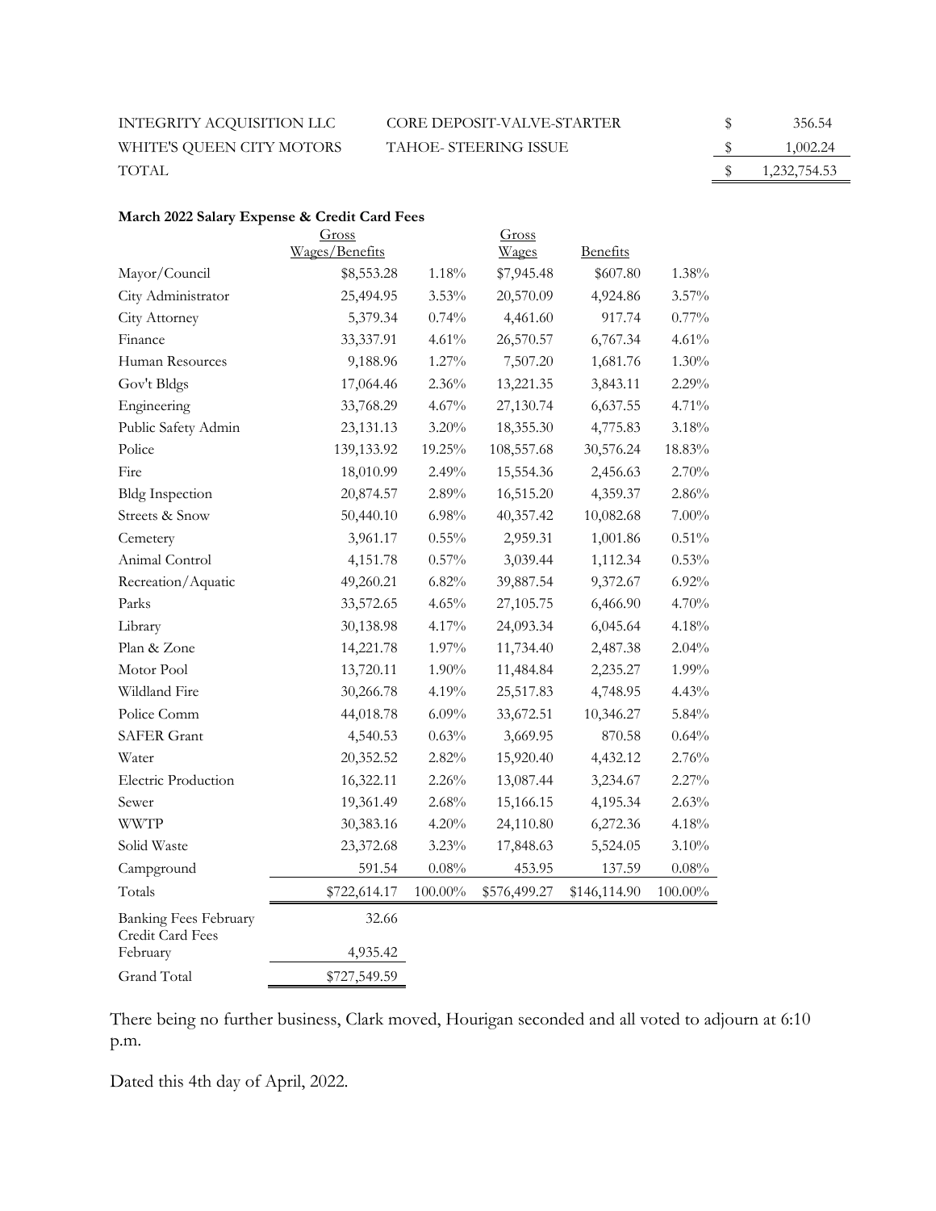| | | | |
|---|---|---|---|
| INTEGRITY ACQUISITION LLC | CORE DEPOSIT-VALVE-STARTER | $ | 356.54 |
| WHITE'S QUEEN CITY MOTORS | TAHOE- STEERING ISSUE | $ | 1,002.24 |
| TOTAL | | $ | 1,232,754.53 |

**March 2022 Salary Expense & Credit Card Fees**

| | Gross Wages/Benefits | | Gross Wages | Benefits | |
|---|---|---|---|---|---|
| Mayor/Council | $8,553.28 | 1.18% | $7,945.48 | $607.80 | 1.38% |
| City Administrator | 25,494.95 | 3.53% | 20,570.09 | 4,924.86 | 3.57% |
| City Attorney | 5,379.34 | 0.74% | 4,461.60 | 917.74 | 0.77% |
| Finance | 33,337.91 | 4.61% | 26,570.57 | 6,767.34 | 4.61% |
| Human Resources | 9,188.96 | 1.27% | 7,507.20 | 1,681.76 | 1.30% |
| Gov't Bldgs | 17,064.46 | 2.36% | 13,221.35 | 3,843.11 | 2.29% |
| Engineering | 33,768.29 | 4.67% | 27,130.74 | 6,637.55 | 4.71% |
| Public Safety Admin | 23,131.13 | 3.20% | 18,355.30 | 4,775.83 | 3.18% |
| Police | 139,133.92 | 19.25% | 108,557.68 | 30,576.24 | 18.83% |
| Fire | 18,010.99 | 2.49% | 15,554.36 | 2,456.63 | 2.70% |
| Bldg Inspection | 20,874.57 | 2.89% | 16,515.20 | 4,359.37 | 2.86% |
| Streets & Snow | 50,440.10 | 6.98% | 40,357.42 | 10,082.68 | 7.00% |
| Cemetery | 3,961.17 | 0.55% | 2,959.31 | 1,001.86 | 0.51% |
| Animal Control | 4,151.78 | 0.57% | 3,039.44 | 1,112.34 | 0.53% |
| Recreation/Aquatic | 49,260.21 | 6.82% | 39,887.54 | 9,372.67 | 6.92% |
| Parks | 33,572.65 | 4.65% | 27,105.75 | 6,466.90 | 4.70% |
| Library | 30,138.98 | 4.17% | 24,093.34 | 6,045.64 | 4.18% |
| Plan & Zone | 14,221.78 | 1.97% | 11,734.40 | 2,487.38 | 2.04% |
| Motor Pool | 13,720.11 | 1.90% | 11,484.84 | 2,235.27 | 1.99% |
| Wildland Fire | 30,266.78 | 4.19% | 25,517.83 | 4,748.95 | 4.43% |
| Police Comm | 44,018.78 | 6.09% | 33,672.51 | 10,346.27 | 5.84% |
| SAFER Grant | 4,540.53 | 0.63% | 3,669.95 | 870.58 | 0.64% |
| Water | 20,352.52 | 2.82% | 15,920.40 | 4,432.12 | 2.76% |
| Electric Production | 16,322.11 | 2.26% | 13,087.44 | 3,234.67 | 2.27% |
| Sewer | 19,361.49 | 2.68% | 15,166.15 | 4,195.34 | 2.63% |
| WWTP | 30,383.16 | 4.20% | 24,110.80 | 6,272.36 | 4.18% |
| Solid Waste | 23,372.68 | 3.23% | 17,848.63 | 5,524.05 | 3.10% |
| Campground | 591.54 | 0.08% | 453.95 | 137.59 | 0.08% |
| Totals | $722,614.17 | 100.00% | $576,499.27 | $146,114.90 | 100.00% |
| Banking Fees February | 32.66 | | | | |
| Credit Card Fees February | 4,935.42 | | | | |
| Grand Total | $727,549.59 | | | | |

There being no further business, Clark moved, Hourigan seconded and all voted to adjourn at 6:10 p.m.

Dated this 4th day of April, 2022.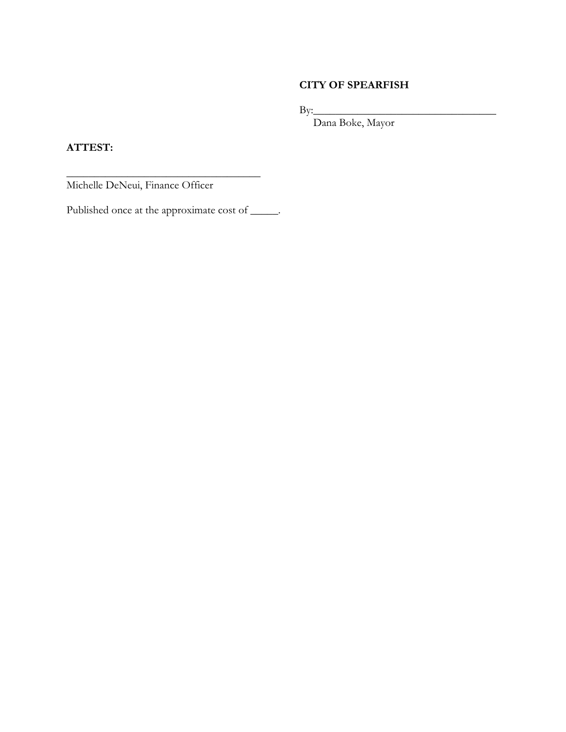**CITY OF SPEARFISH**

By:\_\_\_\_\_\_\_\_\_\_\_\_\_\_\_\_\_\_\_\_\_\_\_\_\_\_\_\_\_\_\_\_\_\_
Dana Boke, Mayor

**ATTEST:**

\_\_\_\_\_\_\_\_\_\_\_\_\_\_\_\_\_\_\_\_\_\_\_\_\_\_\_\_\_\_\_\_\_\_\_\_
Michelle DeNeui, Finance Officer

Published once at the approximate cost of \_\_\_\_\_.